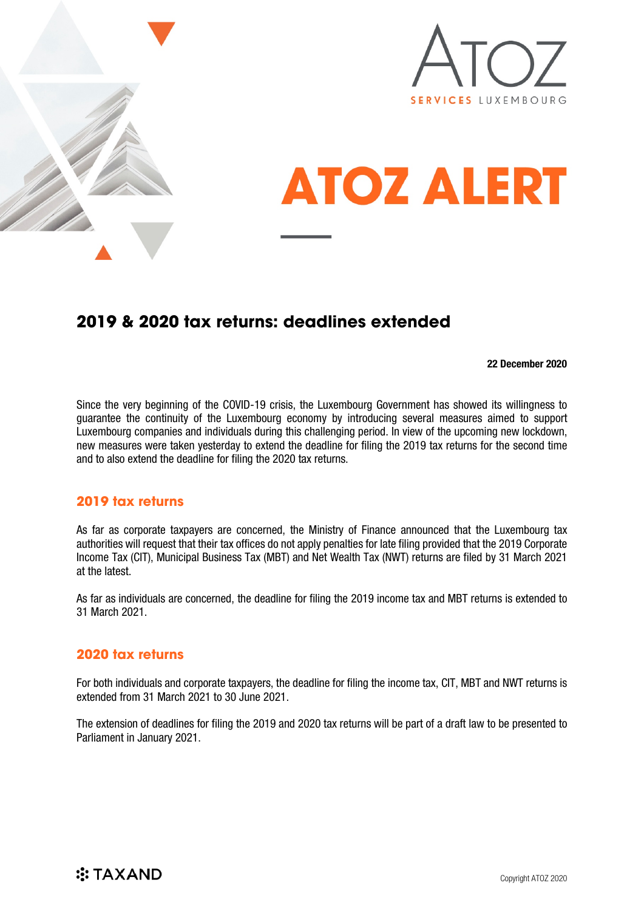# ATOZ ALERT

## 2019 & 2020 tax returns: deadlines extended

**22 December 2020**

Since the very beginning of the COVID-19 crisis, the Luxembourg Government has showed its willingness to guarantee the continuity of the Luxembourg economy by introducing several measures aimed to support Luxembourg companies and individuals during this challenging period. In view of the upcoming new lockdown, new measures were taken yesterday to extend the deadline for filing the 2019 tax returns for the second time and to also extend the deadline for filing the 2020 tax returns.

### 2019 tax returns

As far as corporate taxpayers are concerned, the Ministry of Finance announced that the Luxembourg tax authorities will request that their tax offices do not apply penalties for late filing provided that the 2019 Corporate Income Tax (CIT), Municipal Business Tax (MBT) and Net Wealth Tax (NWT) returns are filed by 31 March 2021 at the latest.

As far as individuals are concerned, the deadline for filing the 2019 income tax and MBT returns is extended to 31 March 2021.

### 2020 tax returns

For both individuals and corporate taxpayers, the deadline for filing the income tax, CIT, MBT and NWT returns is extended from 31 March 2021 to 30 June 2021.

The extension of deadlines for filing the 2019 and 2020 tax returns will be part of a draft law to be presented to Parliament in January 2021.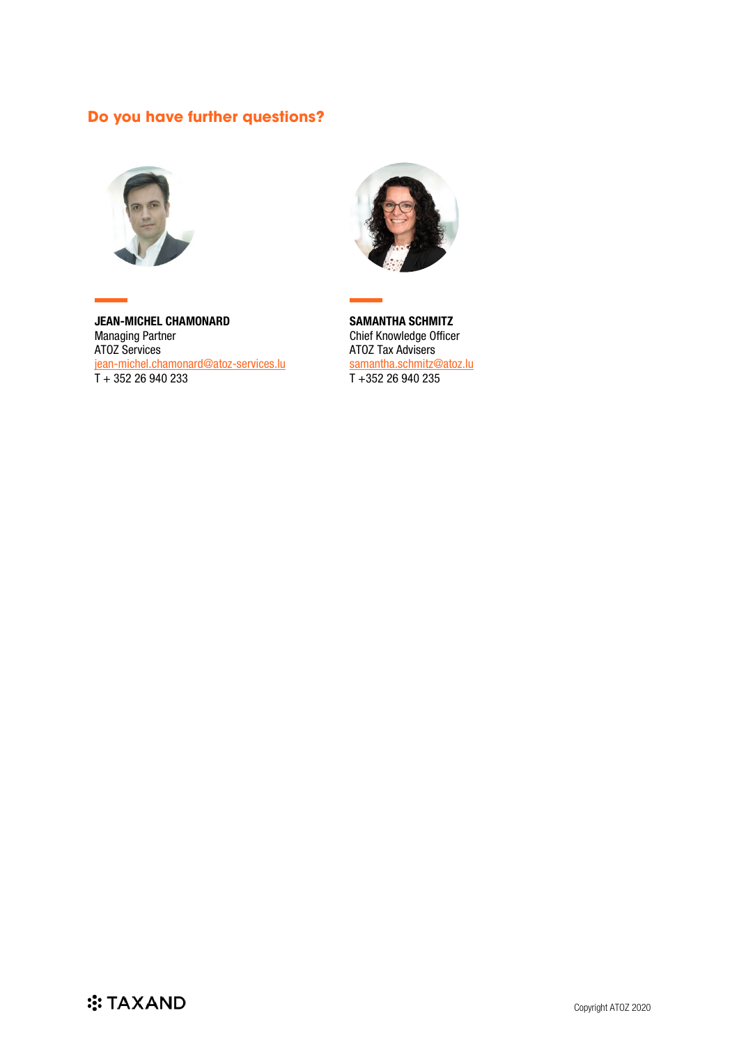## Do you have further questions?

**JEAN-MICHEL CHAMONARD**
Managing Partner
ATOZ Services
jean-michel.chamonard@atoz-services.lu
T + 352 26 940 233

**SAMANTHA SCHMITZ**
Chief Knowledge Officer
ATOZ Tax Advisers
samantha.schmitz@atoz.lu
T +352 26 940 235

TAXAND

Copyright ATOZ 2020